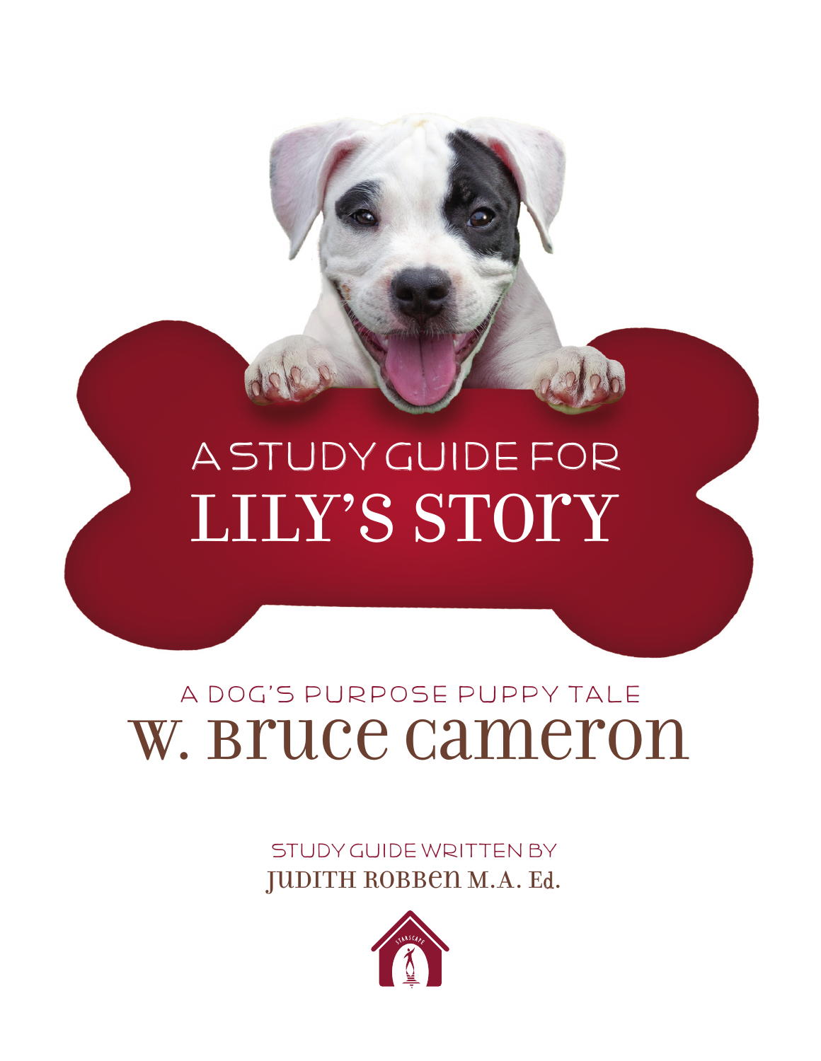# A STUDY GUIDE FOR
# LILY'S STORY

## A DOG'S PURPOSE PUPPY TALE
## W. BRUCE CAMERON

STUDY GUIDE WRITTEN BY
JUDITH ROBBEN M.A. Ed.

STARSCAPE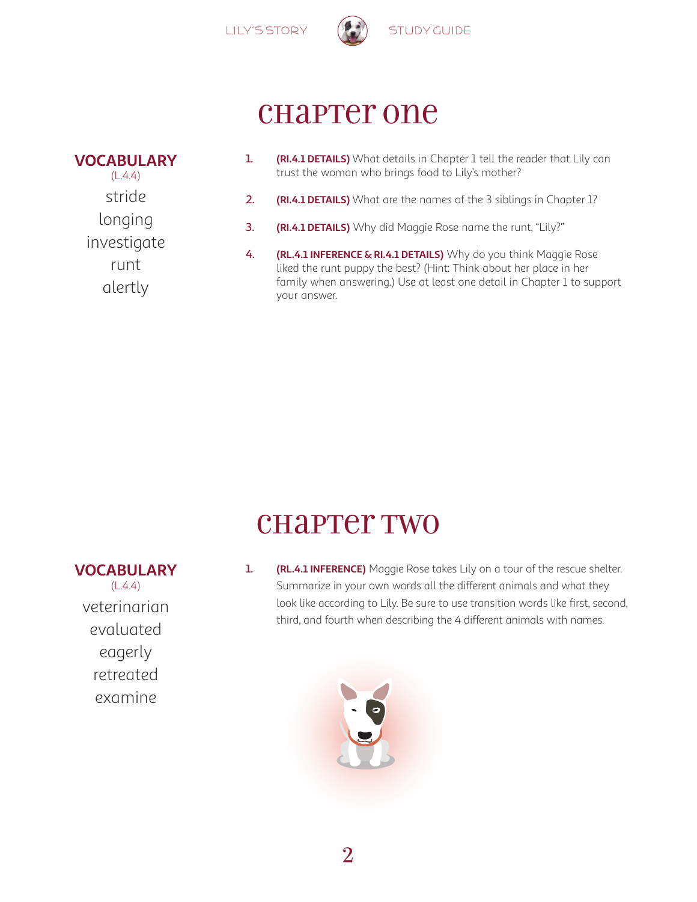# Chapter One

**VOCABULARY**
(L.4.4)

stride
longing
investigate
runt
alertly

1. **(RI.4.1 DETAILS)** What details in Chapter 1 tell the reader that Lily can trust the woman who brings food to Lily's mother?
2. **(RI.4.1 DETAILS)** What are the names of the 3 siblings in Chapter 1?
3. **(RI.4.1 DETAILS)** Why did Maggie Rose name the runt, "Lily?"
4. **(RL.4.1 INFERENCE & RI.4.1 DETAILS)** Why do you think Maggie Rose liked the runt puppy the best? (Hint: Think about her place in her family when answering.) Use at least one detail in Chapter 1 to support your answer.

# Chapter Two

**VOCABULARY**
(L.4.4)

veterinarian
evaluated
eagerly
retreated
examine

1. **(RL.4.1 INFERENCE)** Maggie Rose takes Lily on a tour of the rescue shelter. Summarize in your own words all the different animals and what they look like according to Lily. Be sure to use transition words like first, second, third, and fourth when describing the 4 different animals with names.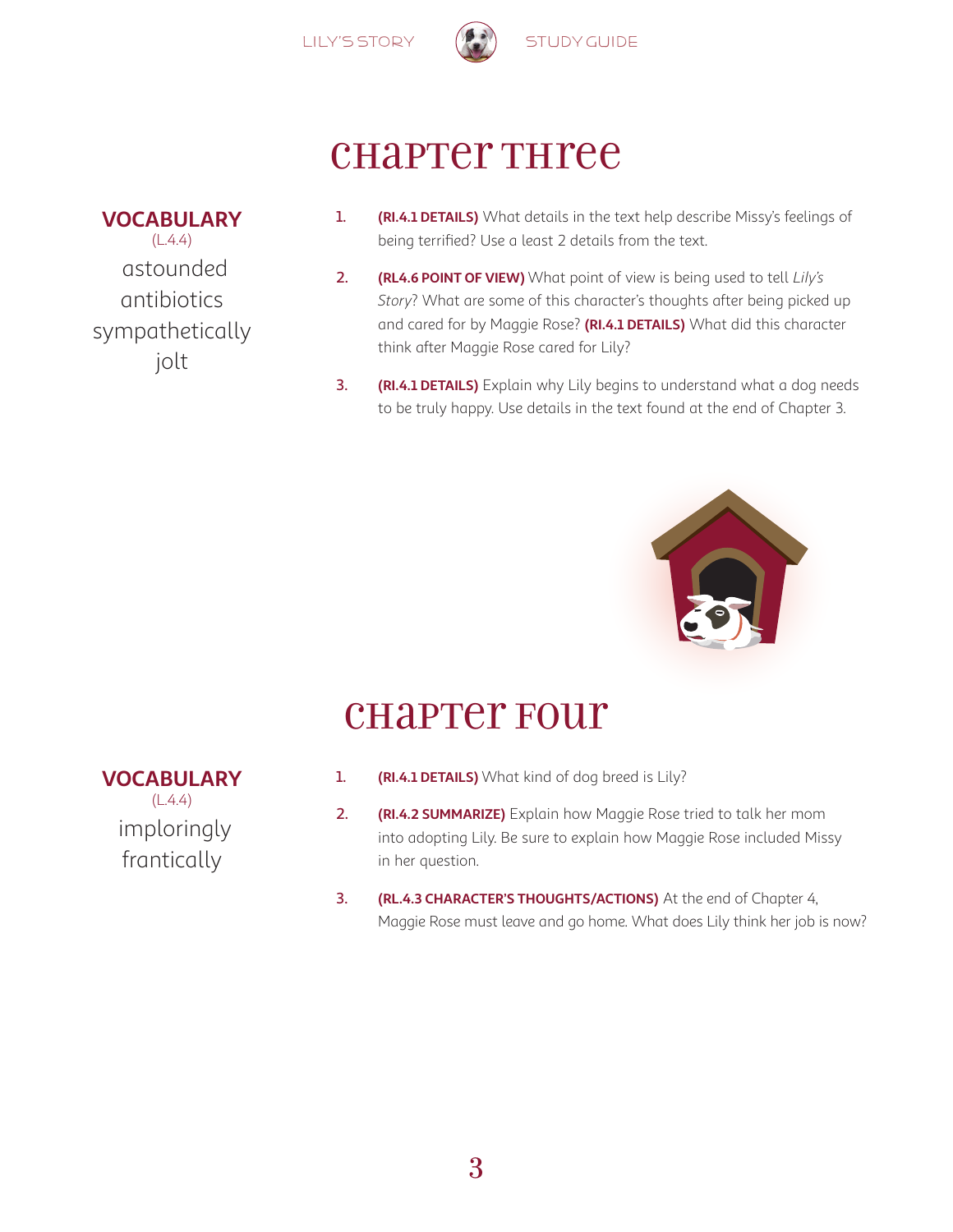# Chapter Three

**VOCABULARY**
(L.4.4)

astounded
antibiotics
sympathetically
jolt

1. **(RI.4.1 DETAILS)** What details in the text help describe Missy's feelings of being terrified? Use a least 2 details from the text.
2. **(RL4.6 POINT OF VIEW)** What point of view is being used to tell *Lily's Story*? What are some of this character's thoughts after being picked up and cared for by Maggie Rose? **(RI.4.1 DETAILS)** What did this character think after Maggie Rose cared for Lily?
3. **(RI.4.1 DETAILS)** Explain why Lily begins to understand what a dog needs to be truly happy. Use details in the text found at the end of Chapter 3.

# Chapter Four

**VOCABULARY**
(L.4.4)

imploringly
frantically

1. **(RI.4.1 DETAILS)** What kind of dog breed is Lily?
2. **(RI.4.2 SUMMARIZE)** Explain how Maggie Rose tried to talk her mom into adopting Lily. Be sure to explain how Maggie Rose included Missy in her question.
3. **(RL.4.3 CHARACTER'S THOUGHTS/ACTIONS)** At the end of Chapter 4, Maggie Rose must leave and go home. What does Lily think her job is now?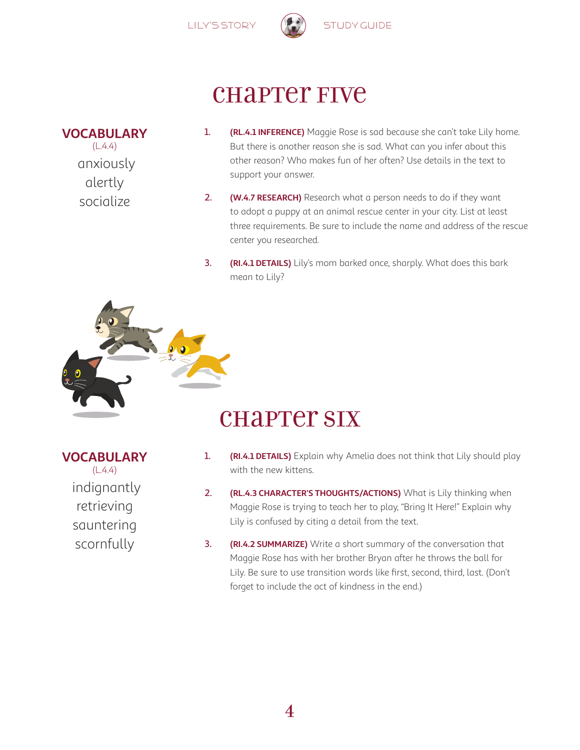# Chapter Five

**VOCABULARY** (L.4.4)

anxiously
alertly
socialize

1. **(RL.4.1 INFERENCE)** Maggie Rose is sad because she can't take Lily home. But there is another reason she is sad. What can you infer about this other reason? Who makes fun of her often? Use details in the text to support your answer.

2. **(W.4.7 RESEARCH)** Research what a person needs to do if they want to adopt a puppy at an animal rescue center in your city. List at least three requirements. Be sure to include the name and address of the rescue center you researched.

3. **(RI.4.1 DETAILS)** Lily's mom barked once, sharply. What does this bark mean to Lily?

# Chapter Six

**VOCABULARY** (L.4.4)

indignantly
retrieving
sauntering
scornfully

1. **(RI.4.1 DETAILS)** Explain why Amelia does not think that Lily should play with the new kittens.

2. **(RL.4.3 CHARACTER'S THOUGHTS/ACTIONS)** What is Lily thinking when Maggie Rose is trying to teach her to play, "Bring It Here!" Explain why Lily is confused by citing a detail from the text.

3. **(RI.4.2 SUMMARIZE)** Write a short summary of the conversation that Maggie Rose has with her brother Bryan after he throws the ball for Lily. Be sure to use transition words like first, second, third, last. (Don't forget to include the act of kindness in the end.)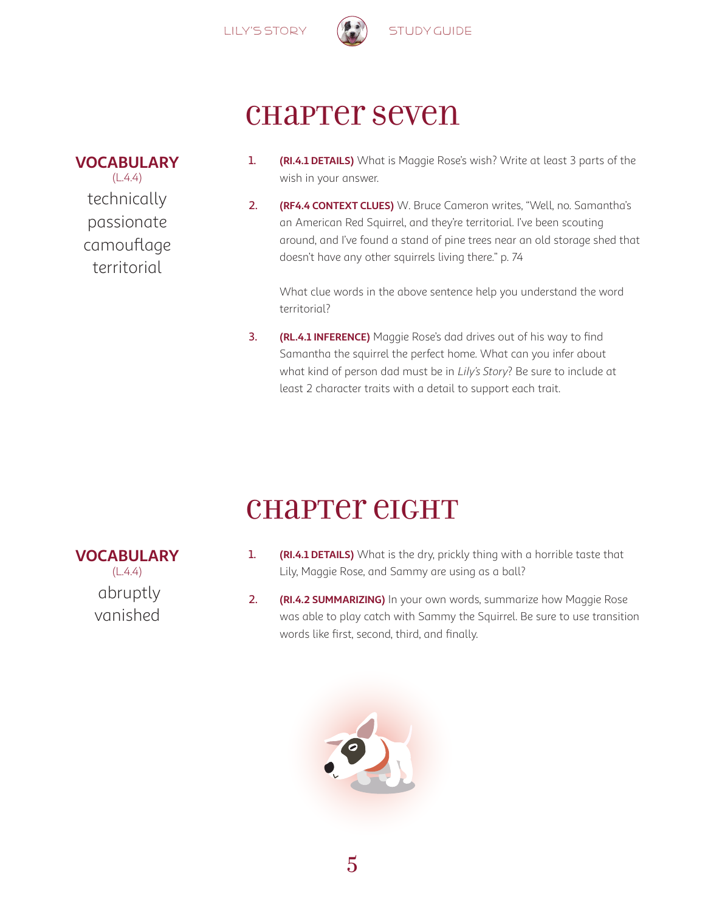# Chapter Seven

**VOCABULARY**
(L.4.4)

technically
passionate
camouflage
territorial

1. **(RI.4.1 DETAILS)** What is Maggie Rose's wish? Write at least 3 parts of the wish in your answer.

2. **(RF4.4 CONTEXT CLUES)** W. Bruce Cameron writes, "Well, no. Samantha's an American Red Squirrel, and they're territorial. I've been scouting around, and I've found a stand of pine trees near an old storage shed that doesn't have any other squirrels living there." p. 74

   What clue words in the above sentence help you understand the word territorial?

3. **(RL.4.1 INFERENCE)** Maggie Rose's dad drives out of his way to find Samantha the squirrel the perfect home. What can you infer about what kind of person dad must be in *Lily's Story*? Be sure to include at least 2 character traits with a detail to support each trait.

# Chapter Eight

**VOCABULARY**
(L.4.4)

abruptly
vanished

1. **(RI.4.1 DETAILS)** What is the dry, prickly thing with a horrible taste that Lily, Maggie Rose, and Sammy are using as a ball?

2. **(RI.4.2 SUMMARIZING)** In your own words, summarize how Maggie Rose was able to play catch with Sammy the Squirrel. Be sure to use transition words like first, second, third, and finally.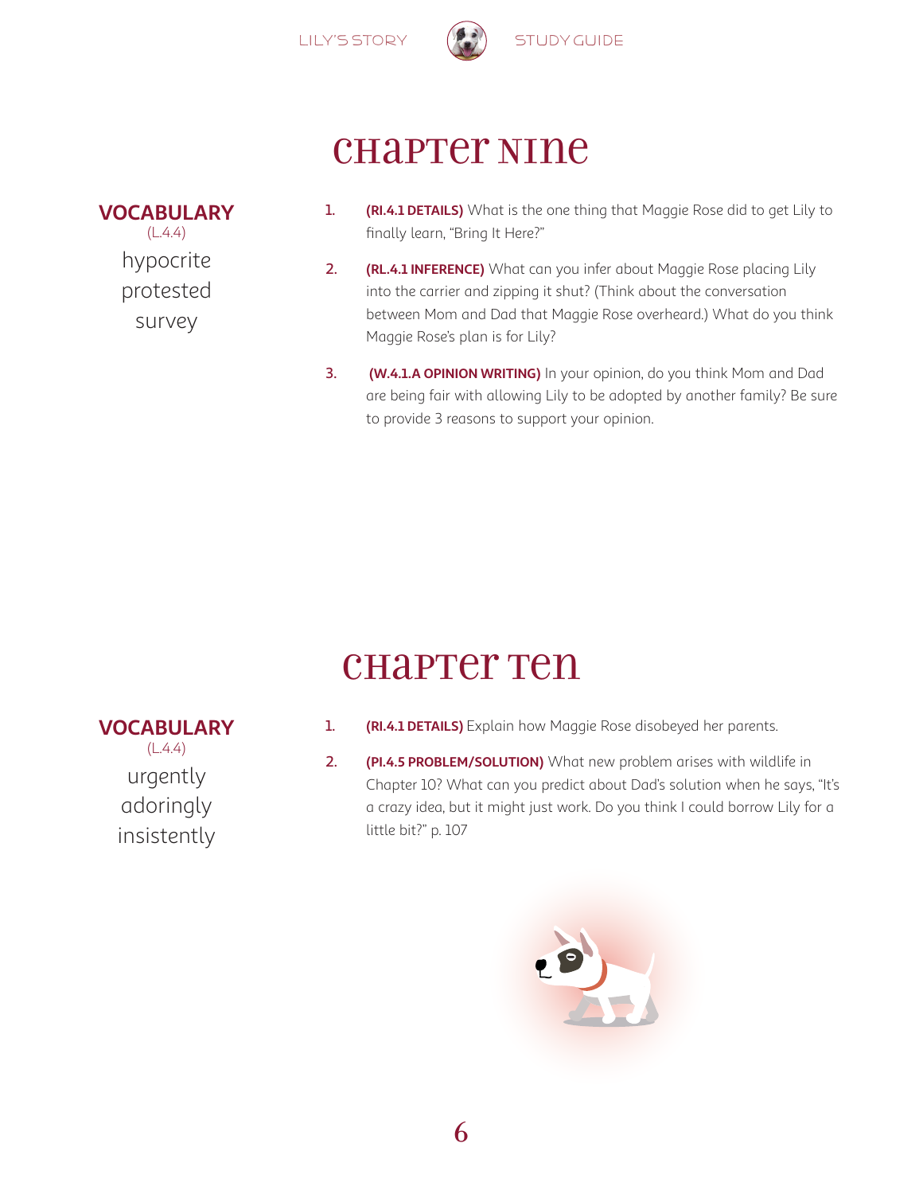# Chapter Nine

**VOCABULARY**
(L.4.4)

hypocrite
protested
survey

1. **(RI.4.1 DETAILS)** What is the one thing that Maggie Rose did to get Lily to finally learn, "Bring It Here?"
2. **(RL.4.1 INFERENCE)** What can you infer about Maggie Rose placing Lily into the carrier and zipping it shut? (Think about the conversation between Mom and Dad that Maggie Rose overheard.) What do you think Maggie Rose's plan is for Lily?
3. **(W.4.1.A OPINION WRITING)** In your opinion, do you think Mom and Dad are being fair with allowing Lily to be adopted by another family? Be sure to provide 3 reasons to support your opinion.

# Chapter Ten

**VOCABULARY**
(L.4.4)

urgently
adoringly
insistently

1. **(RI.4.1 DETAILS)** Explain how Maggie Rose disobeyed her parents.
2. **(PI.4.5 PROBLEM/SOLUTION)** What new problem arises with wildlife in Chapter 10? What can you predict about Dad's solution when he says, "It's a crazy idea, but it might just work. Do you think I could borrow Lily for a little bit?" p. 107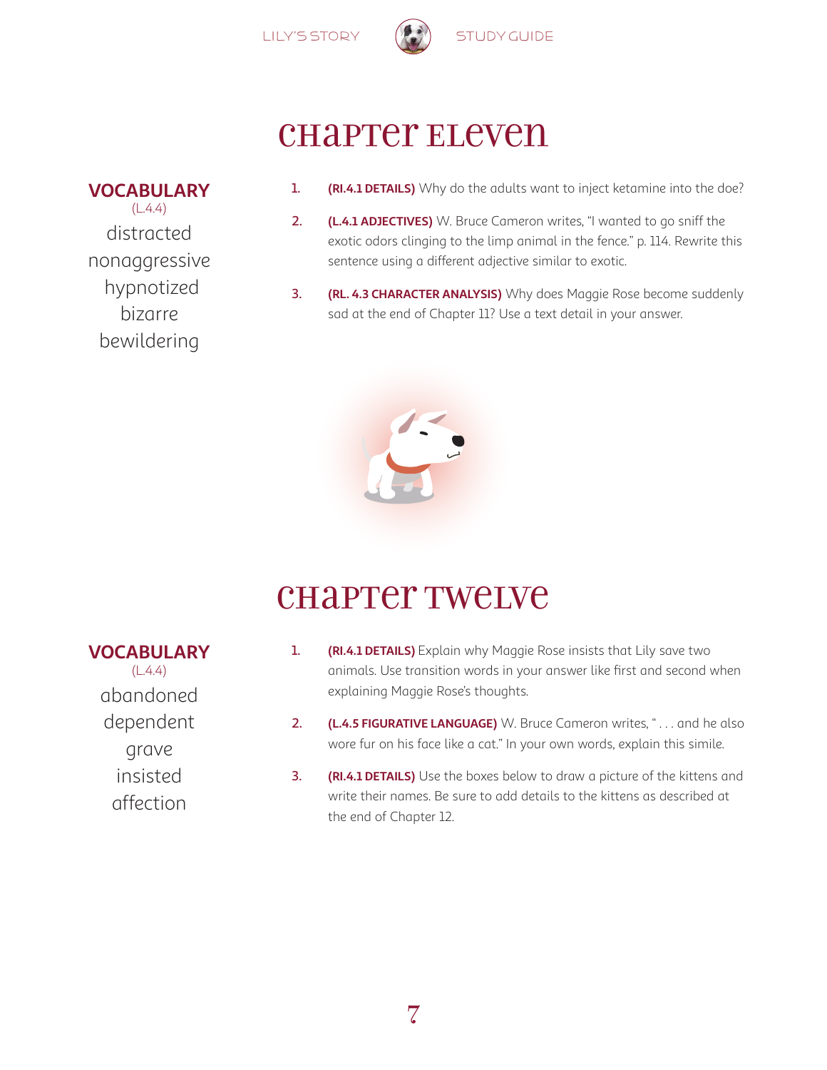# Chapter Eleven

**VOCABULARY**
(L.4.4)

distracted
nonaggressive
hypnotized
bizarre
bewildering

1. **(RI.4.1 DETAILS)** Why do the adults want to inject ketamine into the doe?
2. **(L.4.1 ADJECTIVES)** W. Bruce Cameron writes, "I wanted to go sniff the exotic odors clinging to the limp animal in the fence." p. 114. Rewrite this sentence using a different adjective similar to exotic.
3. **(RL. 4.3 CHARACTER ANALYSIS)** Why does Maggie Rose become suddenly sad at the end of Chapter 11? Use a text detail in your answer.

# Chapter Twelve

**VOCABULARY**
(L.4.4)

abandoned
dependent
grave
insisted
affection

1. **(RI.4.1 DETAILS)** Explain why Maggie Rose insists that Lily save two animals. Use transition words in your answer like first and second when explaining Maggie Rose's thoughts.
2. **(L.4.5 FIGURATIVE LANGUAGE)** W. Bruce Cameron writes, " . . . and he also wore fur on his face like a cat." In your own words, explain this simile.
3. **(RI.4.1 DETAILS)** Use the boxes below to draw a picture of the kittens and write their names. Be sure to add details to the kittens as described at the end of Chapter 12.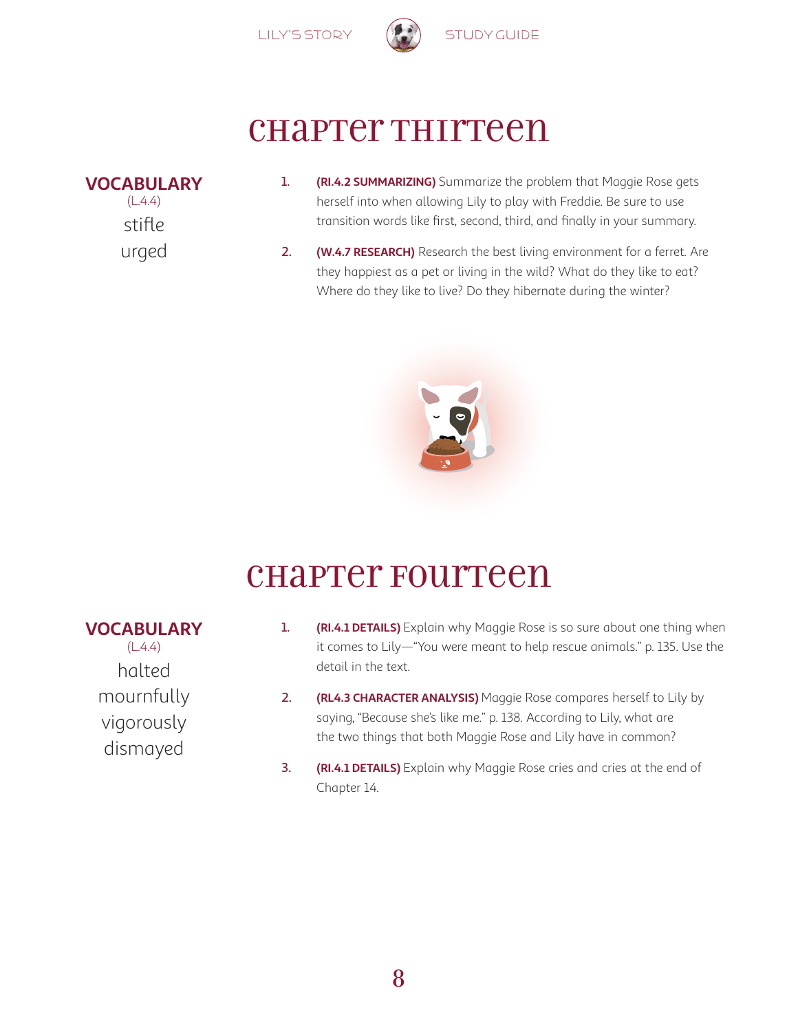# Chapter Thirteen

**VOCABULARY**
(L.4.4)

stifle
urged

1. **(RI.4.2 SUMMARIZING)** Summarize the problem that Maggie Rose gets herself into when allowing Lily to play with Freddie. Be sure to use transition words like first, second, third, and finally in your summary.

2. **(W.4.7 RESEARCH)** Research the best living environment for a ferret. Are they happiest as a pet or living in the wild? What do they like to eat? Where do they like to live? Do they hibernate during the winter?

# Chapter Fourteen

**VOCABULARY**
(L.4.4)

halted
mournfully
vigorously
dismayed

1. **(RI.4.1 DETAILS)** Explain why Maggie Rose is so sure about one thing when it comes to Lily—"You were meant to help rescue animals." p. 135. Use the detail in the text.

2. **(RL4.3 CHARACTER ANALYSIS)** Maggie Rose compares herself to Lily by saying, "Because she's like me." p. 138. According to Lily, what are the two things that both Maggie Rose and Lily have in common?

3. **(RI.4.1 DETAILS)** Explain why Maggie Rose cries and cries at the end of Chapter 14.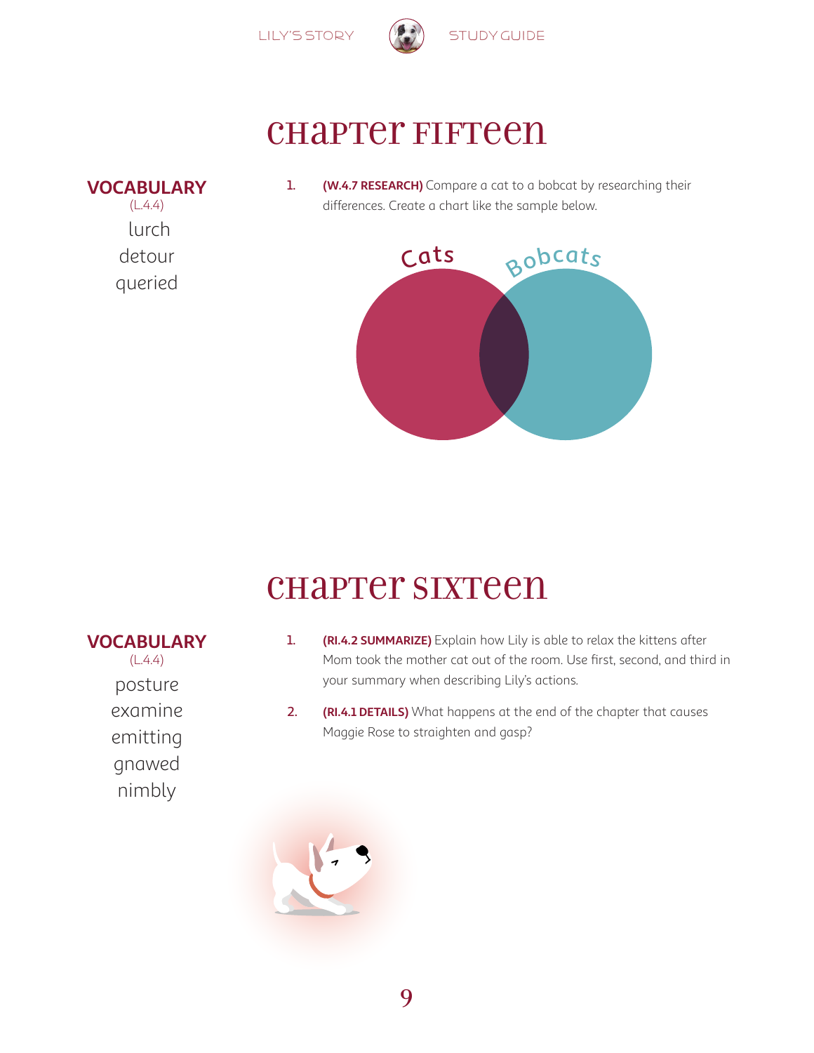# Chapter Fifteen

**VOCABULARY**
(L.4.4)

lurch
detour
queried

1. **(W.4.7 RESEARCH)** Compare a cat to a bobcat by researching their differences. Create a chart like the sample below.

Cats | Bobcats

# Chapter Sixteen

**VOCABULARY**
(L.4.4)

posture
examine
emitting
gnawed
nimbly

1. **(RI.4.2 SUMMARIZE)** Explain how Lily is able to relax the kittens after Mom took the mother cat out of the room. Use first, second, and third in your summary when describing Lily's actions.

2. **(RI.4.1 DETAILS)** What happens at the end of the chapter that causes Maggie Rose to straighten and gasp?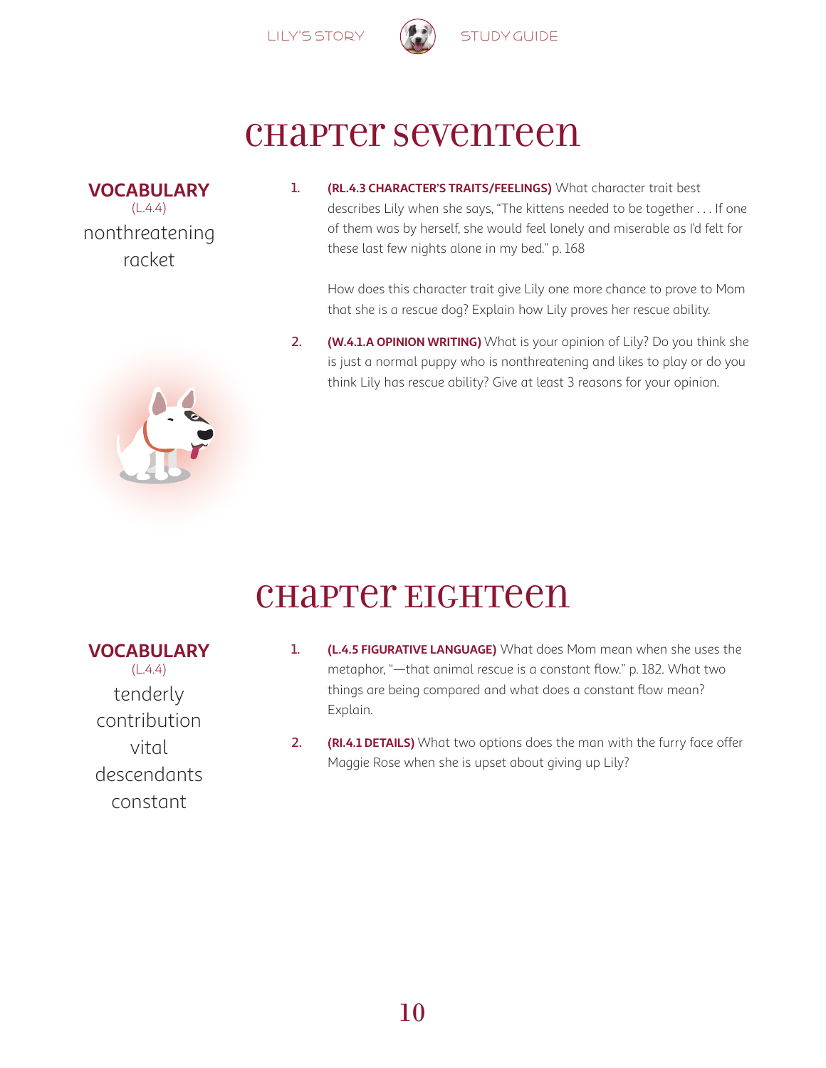# Chapter Seventeen

**VOCABULARY**
(L.4.4)

nonthreatening
racket

1. **(RL.4.3 CHARACTER'S TRAITS/FEELINGS)** What character trait best describes Lily when she says, "The kittens needed to be together . . . If one of them was by herself, she would feel lonely and miserable as I'd felt for these last few nights alone in my bed." p. 168

   How does this character trait give Lily one more chance to prove to Mom that she is a rescue dog? Explain how Lily proves her rescue ability.

2. **(W.4.1.A OPINION WRITING)** What is your opinion of Lily? Do you think she is just a normal puppy who is nonthreatening and likes to play or do you think Lily has rescue ability? Give at least 3 reasons for your opinion.

# Chapter Eighteen

**VOCABULARY**
(L.4.4)

tenderly
contribution
vital
descendants
constant

1. **(L.4.5 FIGURATIVE LANGUAGE)** What does Mom mean when she uses the metaphor, "—that animal rescue is a constant flow." p. 182. What two things are being compared and what does a constant flow mean? Explain.

2. **(RI.4.1 DETAILS)** What two options does the man with the furry face offer Maggie Rose when she is upset about giving up Lily?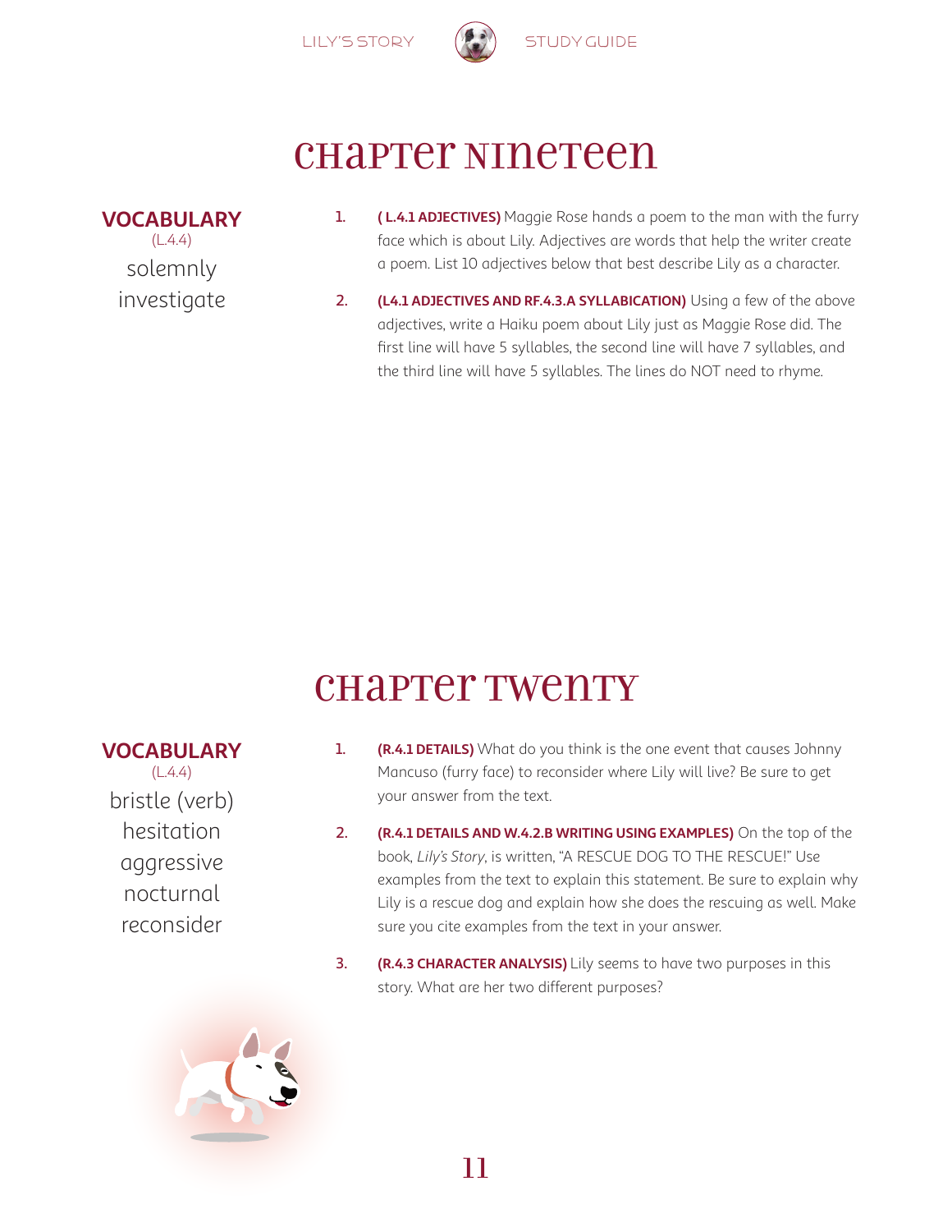# Chapter Nineteen

**VOCABULARY**
(L.4.4)
solemnly
investigate

1. **( L.4.1 ADJECTIVES)** Maggie Rose hands a poem to the man with the furry face which is about Lily. Adjectives are words that help the writer create a poem. List 10 adjectives below that best describe Lily as a character.

2. **(L4.1 ADJECTIVES AND RF.4.3.A SYLLABICATION)** Using a few of the above adjectives, write a Haiku poem about Lily just as Maggie Rose did. The first line will have 5 syllables, the second line will have 7 syllables, and the third line will have 5 syllables. The lines do NOT need to rhyme.

# Chapter Twenty

**VOCABULARY**
(L.4.4)
bristle (verb)
hesitation
aggressive
nocturnal
reconsider

1. **(R.4.1 DETAILS)** What do you think is the one event that causes Johnny Mancuso (furry face) to reconsider where Lily will live? Be sure to get your answer from the text.

2. **(R.4.1 DETAILS AND W.4.2.B WRITING USING EXAMPLES)** On the top of the book, *Lily's Story*, is written, "A RESCUE DOG TO THE RESCUE!" Use examples from the text to explain this statement. Be sure to explain why Lily is a rescue dog and explain how she does the rescuing as well. Make sure you cite examples from the text in your answer.

3. **(R.4.3 CHARACTER ANALYSIS)** Lily seems to have two purposes in this story. What are her two different purposes?